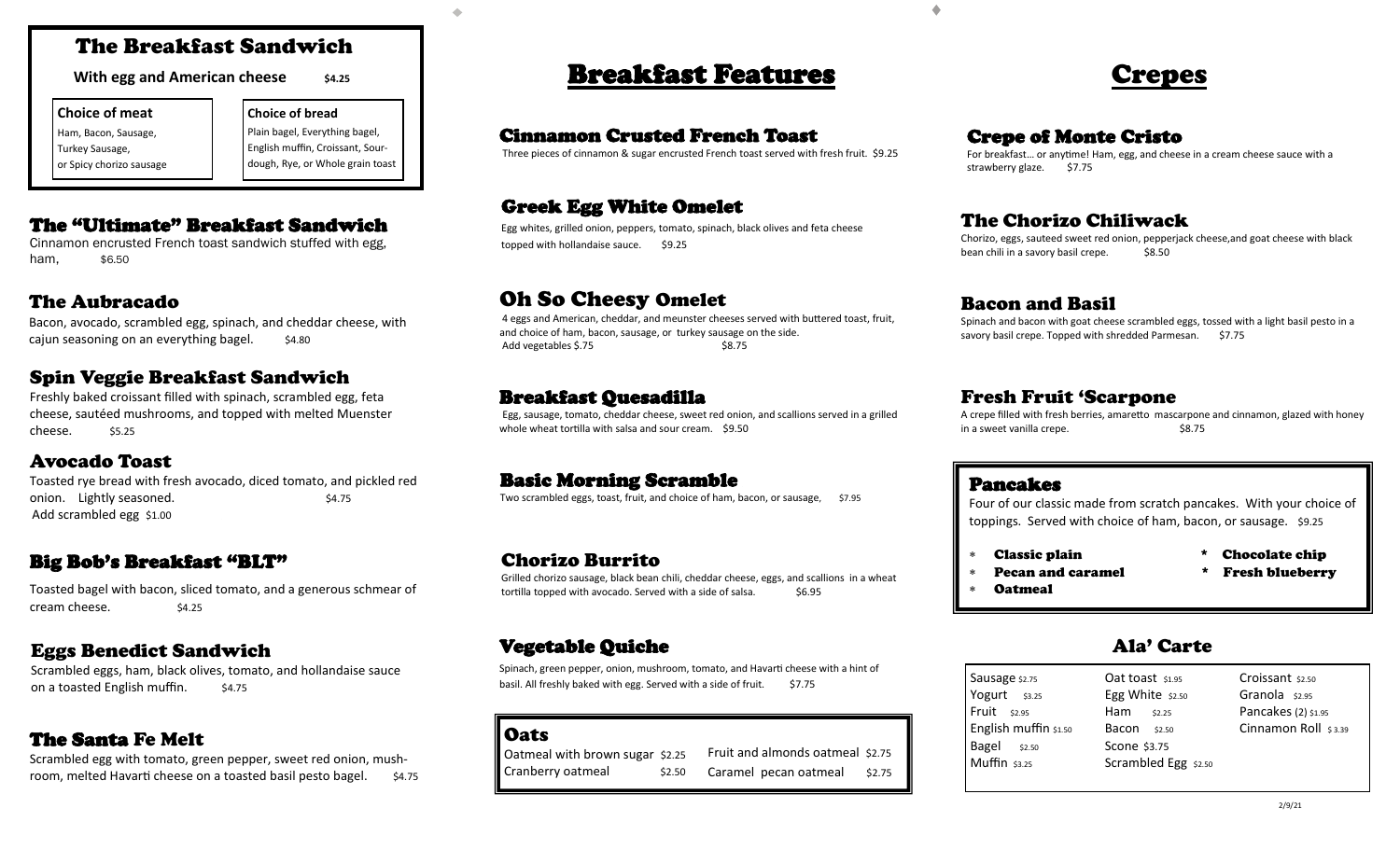# The Breakfast Sandwich

**With egg and American cheese** $4.25

**Choice of meat**

Ham, Bacon, Sausage, Turkey Sausage, or Spicy chorizo sausage

**Choice of bread**

Plain bagel, Everything bagel, English muffin, Croissant, Sourdough, Rye, or Whole grain toast

## The "Ultimate" Breakfast Sandwich

Cinnamon encrusted French toast sandwich stuffed with egg, ham, $6.50

## The Aubracado

Bacon, avocado, scrambled egg, spinach, and cheddar cheese, with cajun seasoning on an everything bagel. $4.80

## Spin Veggie Breakfast Sandwich

Freshly baked croissant filled with spinach, scrambled egg, feta cheese, sautéed mushrooms, and topped with melted Muenster cheese. $5.25

## Avocado Toast

Toasted rye bread with fresh avocado, diced tomato, and pickled red onion. Lightly seasoned. $4.75

Add scrambled egg $1.00

## Big Bob's Breakfast "BLT"

Toasted bagel with bacon, sliced tomato, and a generous schmear of cream cheese. $4.25

## Eggs Benedict Sandwich

Scrambled eggs, ham, black olives, tomato, and hollandaise sauce on a toasted English muffin. $4.75

## The Santa Fe Melt

Scrambled egg with tomato, green pepper, sweet red onion, mushroom, melted Havarti cheese on a toasted basil pesto bagel. $4.75

# Breakfast Features

## Cinnamon Crusted French Toast

Three pieces of cinnamon & sugar encrusted French toast served with fresh fruit. $9.25

## Greek Egg White Omelet

Egg whites, grilled onion, peppers, tomato, spinach, black olives and feta cheese topped with hollandaise sauce. $9.25

## Oh So Cheesy Omelet

4 eggs and American, cheddar, and meunster cheeses served with buttered toast, fruit, and choice of ham, bacon, sausage, or turkey sausage on the side.

Add vegetables $.75 $8.75

## Breakfast Quesadilla

Egg, sausage, tomato, cheddar cheese, sweet red onion, and scallions served in a grilled whole wheat tortilla with salsa and sour cream. $9.50

## Basic Morning Scramble

Two scrambled eggs, toast, fruit, and choice of ham, bacon, or sausage, $7.95

## Chorizo Burrito

Grilled chorizo sausage, black bean chili, cheddar cheese, eggs, and scallions in a wheat tortilla topped with avocado. Served with a side of salsa. $6.95

## Vegetable Quiche

Spinach, green pepper, onion, mushroom, tomato, and Havarti cheese with a hint of basil. All freshly baked with egg. Served with a side of fruit. $7.75

## Oats

| | | | |
|---|---|---|---|
| Oatmeal with brown sugar | $2.25 | Fruit and almonds oatmeal | $2.75 |
| Cranberry oatmeal | $2.50 | Caramel pecan oatmeal | $2.75 |

# Crepes

## Crepe of Monte Cristo

For breakfast… or anytime! Ham, egg, and cheese in a cream cheese sauce with a strawberry glaze. $7.75

## The Chorizo Chiliwack

Chorizo, eggs, sauteed sweet red onion, pepperjack cheese,and goat cheese with black bean chili in a savory basil crepe. $8.50

## Bacon and Basil

Spinach and bacon with goat cheese scrambled eggs, tossed with a light basil pesto in a savory basil crepe. Topped with shredded Parmesan. $7.75

## Fresh Fruit 'Scarpone

A crepe filled with fresh berries, amaretto mascarpone and cinnamon, glazed with honey in a sweet vanilla crepe. $8.75

## Pancakes

Four of our classic made from scratch pancakes. With your choice of toppings. Served with choice of ham, bacon, or sausage. $9.25

- Classic plain
- Pecan and caramel
- Oatmeal
- Chocolate chip
- Fresh blueberry

## Ala' Carte

| | | |
|---|---|---|
| Sausage $2.75 | Oat toast $1.95 | Croissant $2.50 |
| Yogurt $3.25 | Egg White $2.50 | Granola $2.95 |
| Fruit $2.95 | Ham $2.25 | Pancakes (2) $1.95 |
| English muffin $1.50 | Bacon $2.50 | Cinnamon Roll $3.39 |
| Bagel $2.50 | Scone $3.75 | |
| Muffin $3.25 | Scrambled Egg $2.50 | |

2/9/21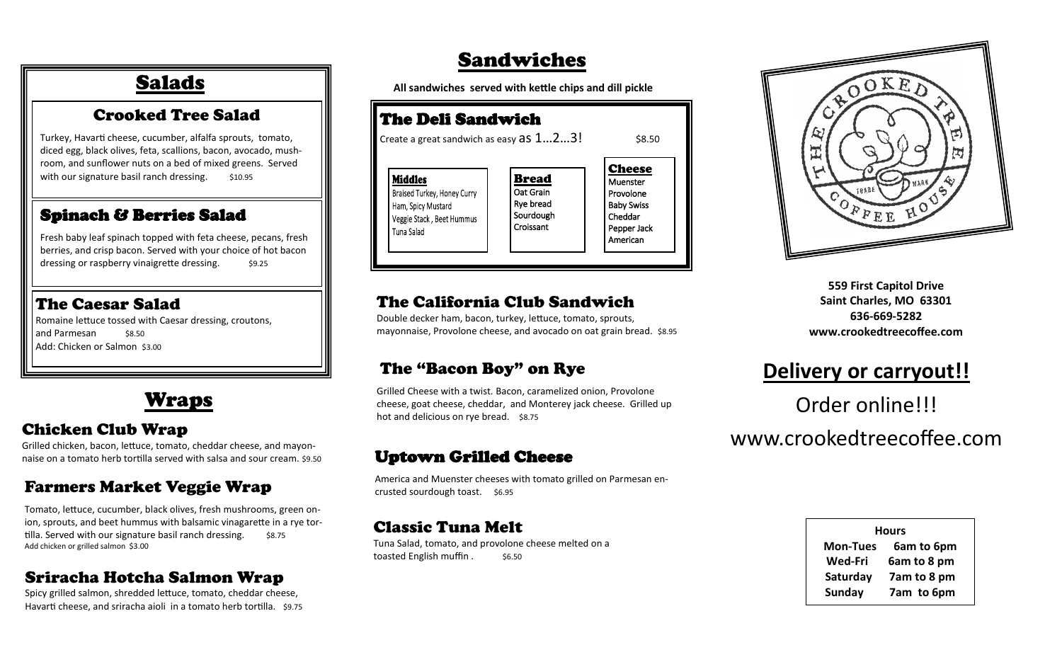# Salads

## Crooked Tree Salad

Turkey, Havarti cheese, cucumber, alfalfa sprouts, tomato, diced egg, black olives, feta, scallions, bacon, avocado, mushroom, and sunflower nuts on a bed of mixed greens. Served with our signature basil ranch dressing. $10.95

## Spinach & Berries Salad

Fresh baby leaf spinach topped with feta cheese, pecans, fresh berries, and crisp bacon. Served with your choice of hot bacon dressing or raspberry vinaigrette dressing. $9.25

## The Caesar Salad

Romaine lettuce tossed with Caesar dressing, croutons, and Parmesan $8.50

Add: Chicken or Salmon $3.00

# Wraps

## Chicken Club Wrap

Grilled chicken, bacon, lettuce, tomato, cheddar cheese, and mayonnaise on a tomato herb tortilla served with salsa and sour cream. $9.50

## Farmers Market Veggie Wrap

Tomato, lettuce, cucumber, black olives, fresh mushrooms, green onion, sprouts, and beet hummus with balsamic vinagarette in a rye tortilla. Served with our signature basil ranch dressing. $8.75

Add chicken or grilled salmon $3.00

## Sriracha Hotcha Salmon Wrap

Spicy grilled salmon, shredded lettuce, tomato, cheddar cheese, Havarti cheese, and sriracha aioli in a tomato herb tortilla. $9.75

# Sandwiches

**All sandwiches served with kettle chips and dill pickle**

## The Deli Sandwich

Create a great sandwich as easy as 1…2…3! $8.50

| Middles | Bread | Cheese |
| --- | --- | --- |
| Braised Turkey, Honey Curry Ham, Spicy Mustard | Oat Grain | Muenster |
| Veggie Stack , Beet Hummus | Rye bread | Provolone |
| Tuna Salad | Sourdough | Baby Swiss |
| | Croissant | Cheddar |
| | | Pepper Jack |
| | | American |

## The California Club Sandwich

Double decker ham, bacon, turkey, lettuce, tomato, sprouts, mayonnaise, Provolone cheese, and avocado on oat grain bread. $8.95

## The "Bacon Boy" on Rye

Grilled Cheese with a twist. Bacon, caramelized onion, Provolone cheese, goat cheese, cheddar, and Monterey jack cheese. Grilled up hot and delicious on rye bread. $8.75

## Uptown Grilled Cheese

America and Muenster cheeses with tomato grilled on Parmesan encrusted sourdough toast. $6.95

## Classic Tuna Melt

Tuna Salad, tomato, and provolone cheese melted on a toasted English muffin . $6.50

THE CROOKED TREE COFFEE HOUSE

**559 First Capitol Drive**
**Saint Charles, MO 63301**
**636-669-5282**
**www.crookedtreecoffee.com**

## Delivery or carryout!!

Order online!!!

www.crookedtreecoffee.com

| Hours | |
| --- | --- |
| Mon-Tues | 6am to 6pm |
| Wed-Fri | 6am to 8 pm |
| Saturday | 7am to 8 pm |
| Sunday | 7am to 6pm |